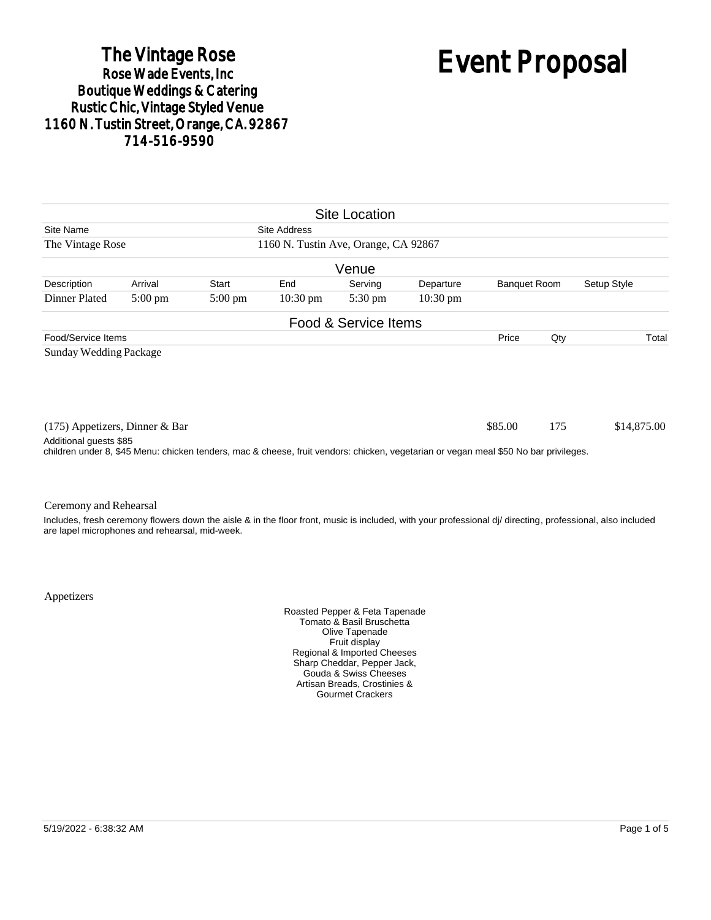**The Vintage Rose**
**Rose Wade Events, Inc**
**Boutique Weddings & Catering**
**Rustic Chic, Vintage Styled Venue**
**1160 N. Tustin Street, Orange, CA. 92867**
**714-516-9590**

# Event Proposal

## Site Location

| Site Name | Site Address |
|---|---|
| The Vintage Rose | 1160 N. Tustin Ave, Orange, CA 92867 |

## Venue

| Description | Arrival | Start | End | Serving | Departure | Banquet Room | Setup Style |
|---|---|---|---|---|---|---|---|
| Dinner Plated | 5:00 pm | 5:00 pm | 10:30 pm | 5:30 pm | 10:30 pm | | |

## Food & Service Items

| Food/Service Items | Price | Qty | Total |
|---|---|---|---|
| Sunday Wedding Package | | | |
| (175) Appetizers, Dinner & Bar | $85.00 | 175 | $14,875.00 |

Additional guests $85
children under 8, $45 Menu: chicken tenders, mac & cheese, fruit vendors: chicken, vegetarian or vegan meal $50 No bar privileges.

Ceremony and Rehearsal

Includes, fresh ceremony flowers down the aisle & in the floor front, music is included, with your professional dj/ directing, professional, also included are lapel microphones and rehearsal, mid-week.

Appetizers

Roasted Pepper & Feta Tapenade
Tomato & Basil Bruschetta
Olive Tapenade
Fruit display
Regional & Imported Cheeses
Sharp Cheddar, Pepper Jack,
Gouda & Swiss Cheeses
Artisan Breads, Crostinies &
Gourmet Crackers

5/19/2022 - 6:38:32 AM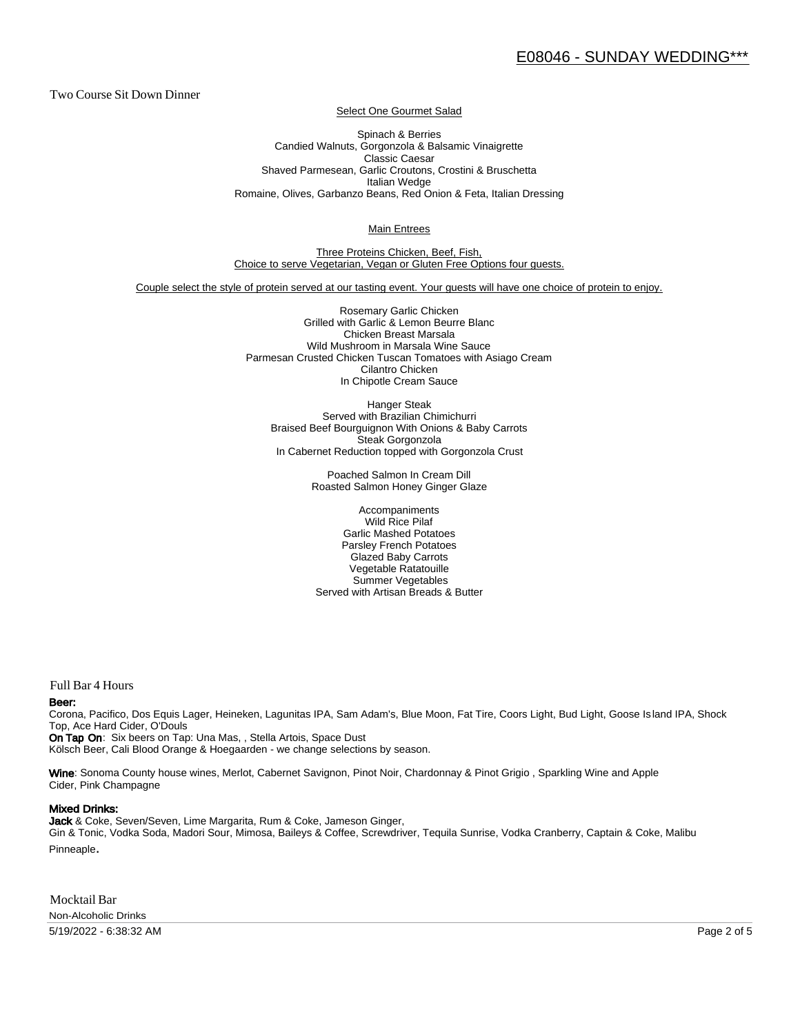## E08046 - SUNDAY WEDDING***

### Two Course Sit Down Dinner

Select One Gourmet Salad

Spinach & Berries
Candied Walnuts, Gorgonzola & Balsamic Vinaigrette
Classic Caesar
Shaved Parmesean, Garlic Croutons, Crostini & Bruschetta
Italian Wedge
Romaine, Olives, Garbanzo Beans, Red Onion & Feta, Italian Dressing

Main Entrees

Three Proteins Chicken, Beef, Fish,
Choice to serve Vegetarian, Vegan or Gluten Free Options four guests.

Couple select the style of protein served at our tasting event. Your guests will have one choice of protein to enjoy.

Rosemary Garlic Chicken
Grilled with Garlic & Lemon Beurre Blanc
Chicken Breast Marsala
Wild Mushroom in Marsala Wine Sauce
Parmesan Crusted Chicken Tuscan Tomatoes with Asiago Cream
Cilantro Chicken
In Chipotle Cream Sauce

Hanger Steak
Served with Brazilian Chimichurri
Braised Beef Bourguignon With Onions & Baby Carrots
Steak Gorgonzola
In Cabernet Reduction topped with Gorgonzola Crust

Poached Salmon In Cream Dill
Roasted Salmon Honey Ginger Glaze

Accompaniments
Wild Rice Pilaf
Garlic Mashed Potatoes
Parsley French Potatoes
Glazed Baby Carrots
Vegetable Ratatouille
Summer Vegetables
Served with Artisan Breads & Butter

### Full Bar 4 Hours

**Beer:**
Corona, Pacifico, Dos Equis Lager, Heineken, Lagunitas IPA, Sam Adam's, Blue Moon, Fat Tire, Coors Light, Bud Light, Goose Island IPA, Shock Top, Ace Hard Cider, O'Douls
**On Tap On**: Six beers on Tap: Una Mas, , Stella Artois, Space Dust
Kölsch Beer, Cali Blood Orange & Hoegaarden - we change selections by season.

**Wine**: Sonoma County house wines, Merlot, Cabernet Savignon, Pinot Noir, Chardonnay & Pinot Grigio , Sparkling Wine and Apple Cider, Pink Champagne

**Mixed Drinks:**
**Jack** & Coke, Seven/Seven, Lime Margarita, Rum & Coke, Jameson Ginger,
Gin & Tonic, Vodka Soda, Madori Sour, Mimosa, Baileys & Coffee, Screwdriver, Tequila Sunrise, Vodka Cranberry, Captain & Coke, Malibu Pinneaple.

### Mocktail Bar

Non-Alcoholic Drinks

5/19/2022 - 6:38:32 AM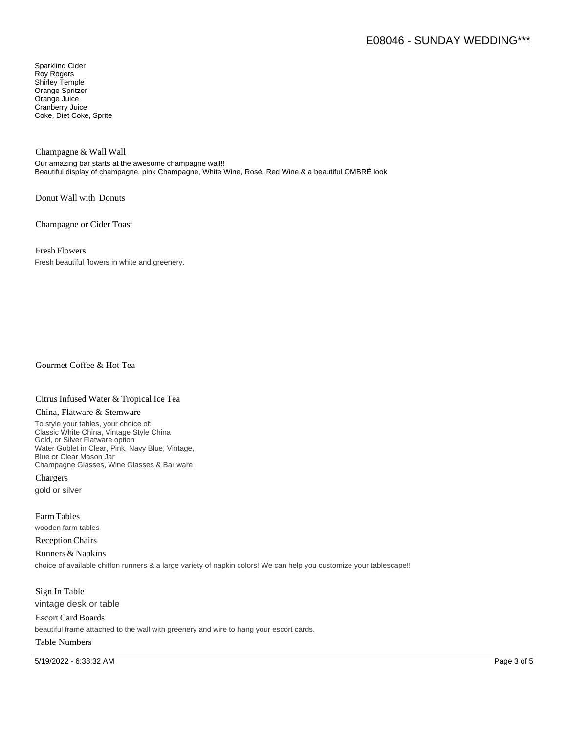Sparkling Cider
Roy Rogers
Shirley Temple
Orange Spritzer
Orange Juice
Cranberry Juice
Coke, Diet Coke, Sprite

### Champagne & Wall Wall

Our amazing bar starts at the awesome champagne wall!!
Beautiful display of champagne, pink Champagne, White Wine, Rosé, Red Wine & a beautiful OMBRÉ look

### Donut Wall with Donuts

### Champagne or Cider Toast

### Fresh Flowers

Fresh beautiful flowers in white and greenery.

### Gourmet Coffee & Hot Tea

### Citrus Infused Water & Tropical Ice Tea

### China, Flatware & Stemware

To style your tables, your choice of:
Classic White China, Vintage Style China
Gold, or Silver Flatware option
Water Goblet in Clear, Pink, Navy Blue, Vintage,
Blue or Clear Mason Jar
Champagne Glasses, Wine Glasses & Bar ware

### Chargers

gold or silver

### Farm Tables

wooden farm tables

### Reception Chairs

### Runners & Napkins

choice of available chiffon runners & a large variety of napkin colors! We can help you customize your tablescape!!

### Sign In Table

vintage desk or table

### Escort Card Boards

beautiful frame attached to the wall with greenery and wire to hang your escort cards.

### Table Numbers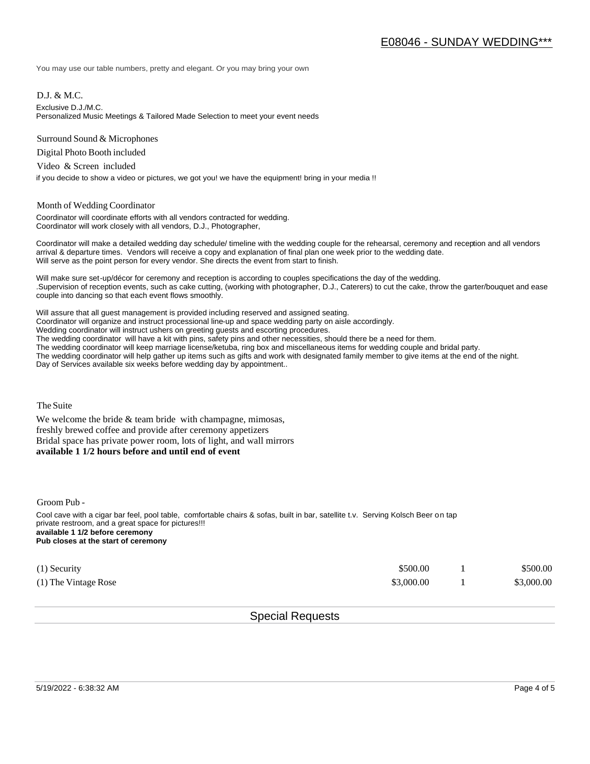## E08046 - SUNDAY WEDDING***

You may use our table numbers, pretty and elegant. Or you may bring your own

D.J. & M.C.

Exclusive D.J./M.C.
Personalized Music Meetings & Tailored Made Selection to meet your event needs

Surround Sound & Microphones

Digital Photo Booth included

Video & Screen included

if you decide to show a video or pictures, we got you! we have the equipment! bring in your media !!

Month of Wedding Coordinator

Coordinator will coordinate efforts with all vendors contracted for wedding.
Coordinator will work closely with all vendors, D.J., Photographer,

Coordinator will make a detailed wedding day schedule/ timeline with the wedding couple for the rehearsal, ceremony and reception and all vendors arrival & departure times. Vendors will receive a copy and explanation of final plan one week prior to the wedding date.
Will serve as the point person for every vendor. She directs the event from start to finish.

Will make sure set-up/décor for ceremony and reception is according to couples specifications the day of the wedding.
.Supervision of reception events, such as cake cutting, (working with photographer, D.J., Caterers) to cut the cake, throw the garter/bouquet and ease couple into dancing so that each event flows smoothly.

Will assure that all guest management is provided including reserved and assigned seating.
Coordinator will organize and instruct processional line-up and space wedding party on aisle accordingly.
Wedding coordinator will instruct ushers on greeting guests and escorting procedures.
The wedding coordinator will have a kit with pins, safety pins and other necessities, should there be a need for them.
The wedding coordinator will keep marriage license/ketuba, ring box and miscellaneous items for wedding couple and bridal party.
The wedding coordinator will help gather up items such as gifts and work with designated family member to give items at the end of the night.
Day of Services available six weeks before wedding day by appointment..

The Suite

We welcome the bride & team bride with champagne, mimosas,
freshly brewed coffee and provide after ceremony appetizers
Bridal space has private power room, lots of light, and wall mirrors
**available 1 1/2 hours before and until end of event**

Groom Pub -

Cool cave with a cigar bar feel, pool table, comfortable chairs & sofas, built in bar, satellite t.v. Serving Kolsch Beer on tap
private restroom, and a great space for pictures!!!
**available 1 1/2 before ceremony**
**Pub closes at the start of ceremony**

| | | | |
|---|---|---|---|
| (1) Security | $500.00 | 1 | $500.00 |
| (1) The Vintage Rose | $3,000.00 | 1 | $3,000.00 |

## Special Requests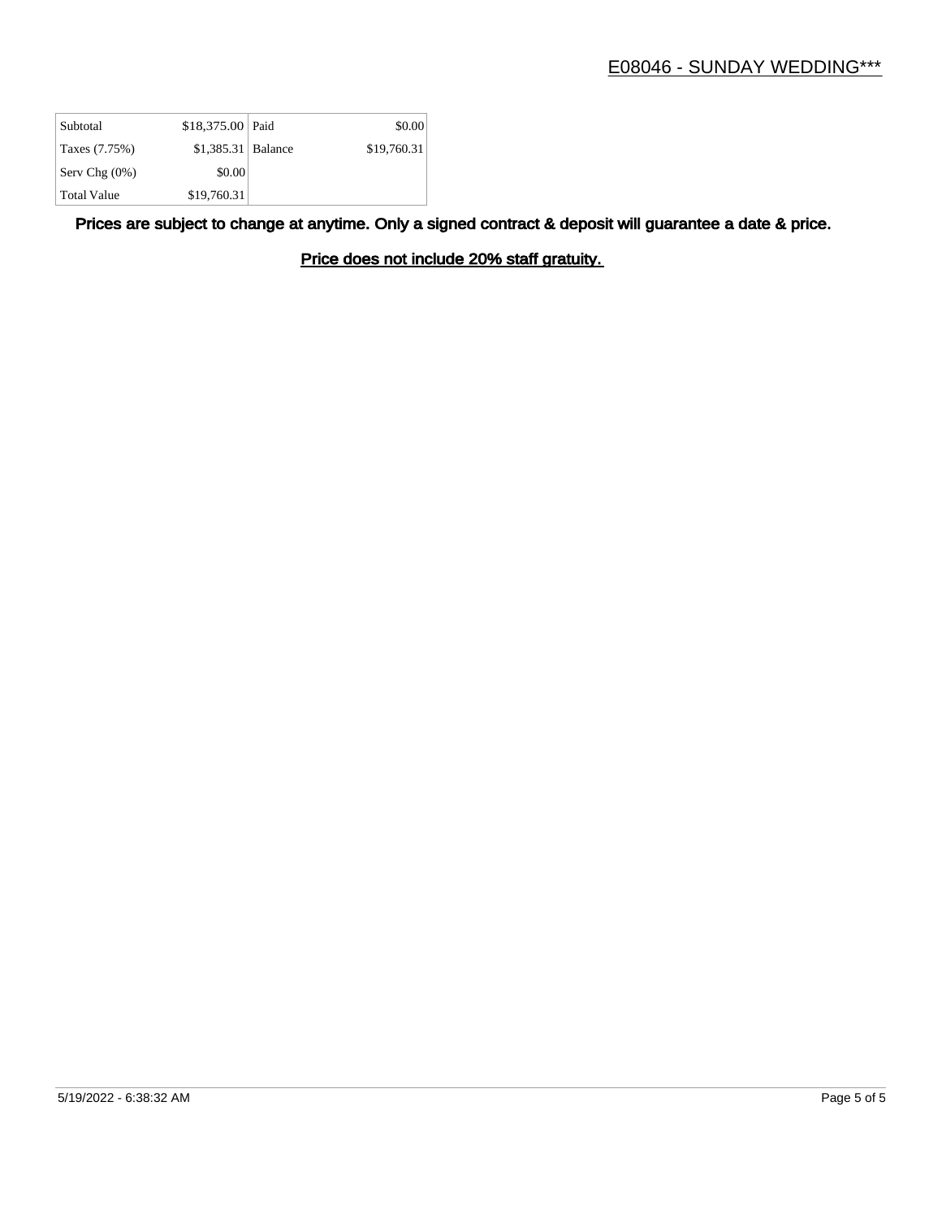| | | | |
|---|---|---|---|
| Subtotal | $18,375.00 | Paid | $0.00 |
| Taxes (7.75%) | $1,385.31 | Balance | $19,760.31 |
| Serv Chg (0%) | $0.00 | | |
| Total Value | $19,760.31 | | |

**Prices are subject to change at anytime. Only a signed contract & deposit will guarantee a date & price.**

**Price does not include 20% staff gratuity.**